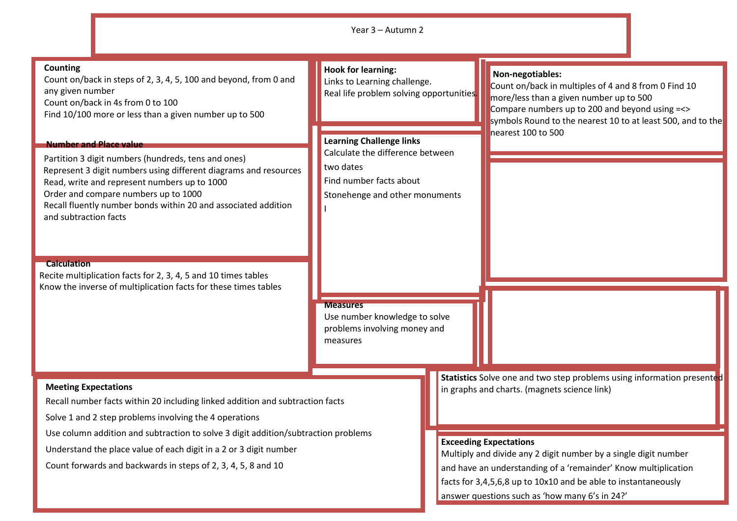# Year 3 – Autumn 2

## Counting

Count on/back in steps of 2, 3, 4, 5, 100 and beyond, from 0 and any given number
Count on/back in 4s from 0 to 100
Find 10/100 more or less than a given number up to 500

## Number and Place value

Partition 3 digit numbers (hundreds, tens and ones)
Represent 3 digit numbers using different diagrams and resources
Read, write and represent numbers up to 1000
Order and compare numbers up to 1000
Recall fluently number bonds within 20 and associated addition and subtraction facts

## Calculation

Recite multiplication facts for 2, 3, 4, 5 and 10 times tables
Know the inverse of multiplication facts for these times tables

## Hook for learning:

Links to Learning challenge.
Real life problem solving opportunities.

## Learning Challenge links

Calculate the difference between two dates

Find number facts about Stonehenge and other monuments

I

## Measures

Use number knowledge to solve problems involving money and measures

## Non-negotiables:

Count on/back in multiples of 4 and 8 from 0 Find 10 more/less than a given number up to 500
Compare numbers up to 200 and beyond using =<> symbols Round to the nearest 10 to at least 500, and to the nearest 100 to 500

## Meeting Expectations

Recall number facts within 20 including linked addition and subtraction facts

Solve 1 and 2 step problems involving the 4 operations

Use column addition and subtraction to solve 3 digit addition/subtraction problems

Understand the place value of each digit in a 2 or 3 digit number

Count forwards and backwards in steps of 2, 3, 4, 5, 8 and 10

**Statistics** Solve one and two step problems using information presented in graphs and charts. (magnets science link)

## Exceeding Expectations

Multiply and divide any 2 digit number by a single digit number and have an understanding of a 'remainder' Know multiplication facts for 3,4,5,6,8 up to 10x10 and be able to instantaneously answer questions such as 'how many 6's in 24?'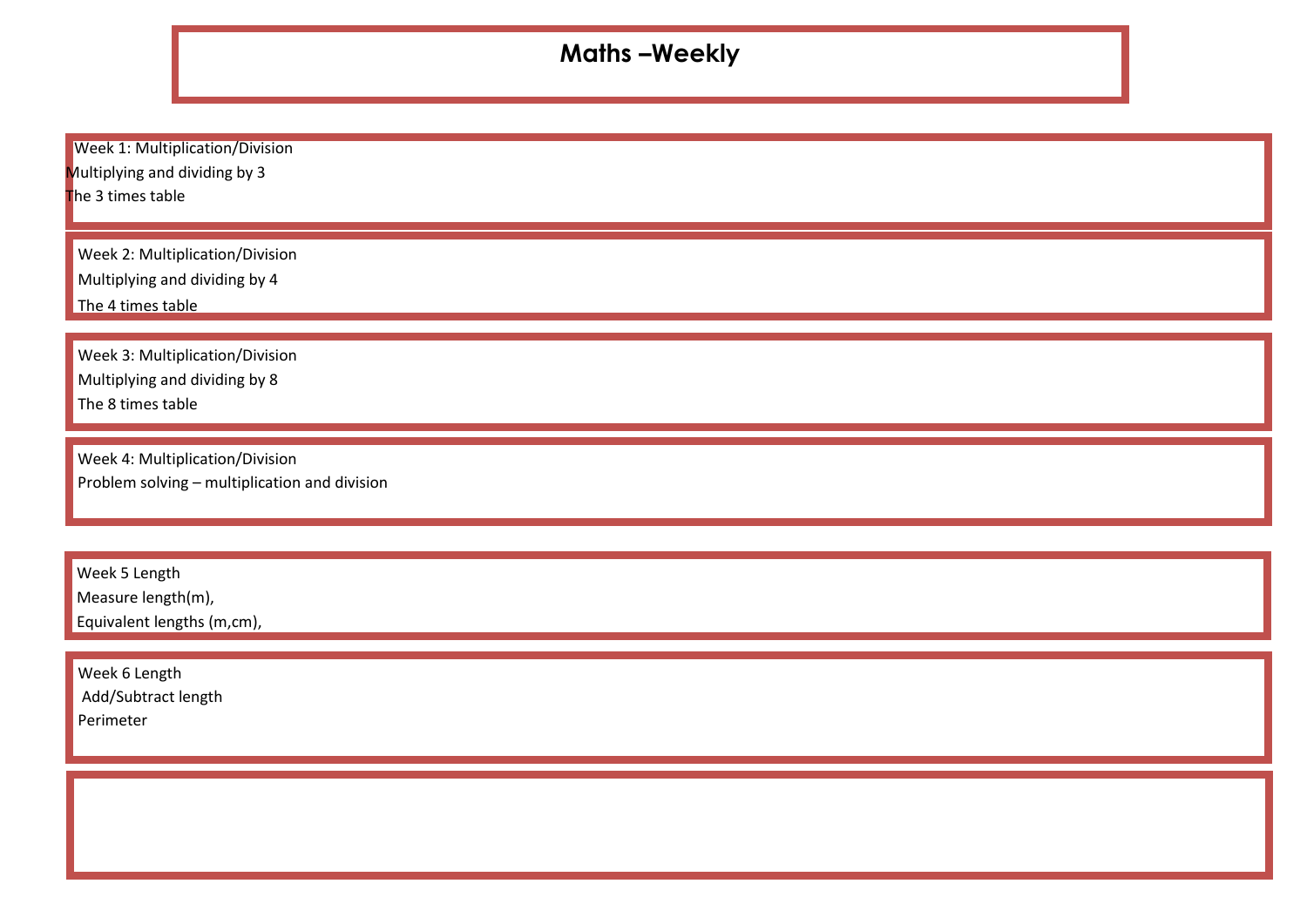# Maths –Weekly

Week 1: Multiplication/Division

Multiplying and dividing by 3

The 3 times table

Week 2: Multiplication/Division

Multiplying and dividing by 4

The 4 times table

Week 3: Multiplication/Division

Multiplying and dividing by 8

The 8 times table

Week 4: Multiplication/Division

Problem solving – multiplication and division

Week 5 Length

Measure length(m),

Equivalent lengths (m,cm),

Week 6 Length

Add/Subtract length

Perimeter